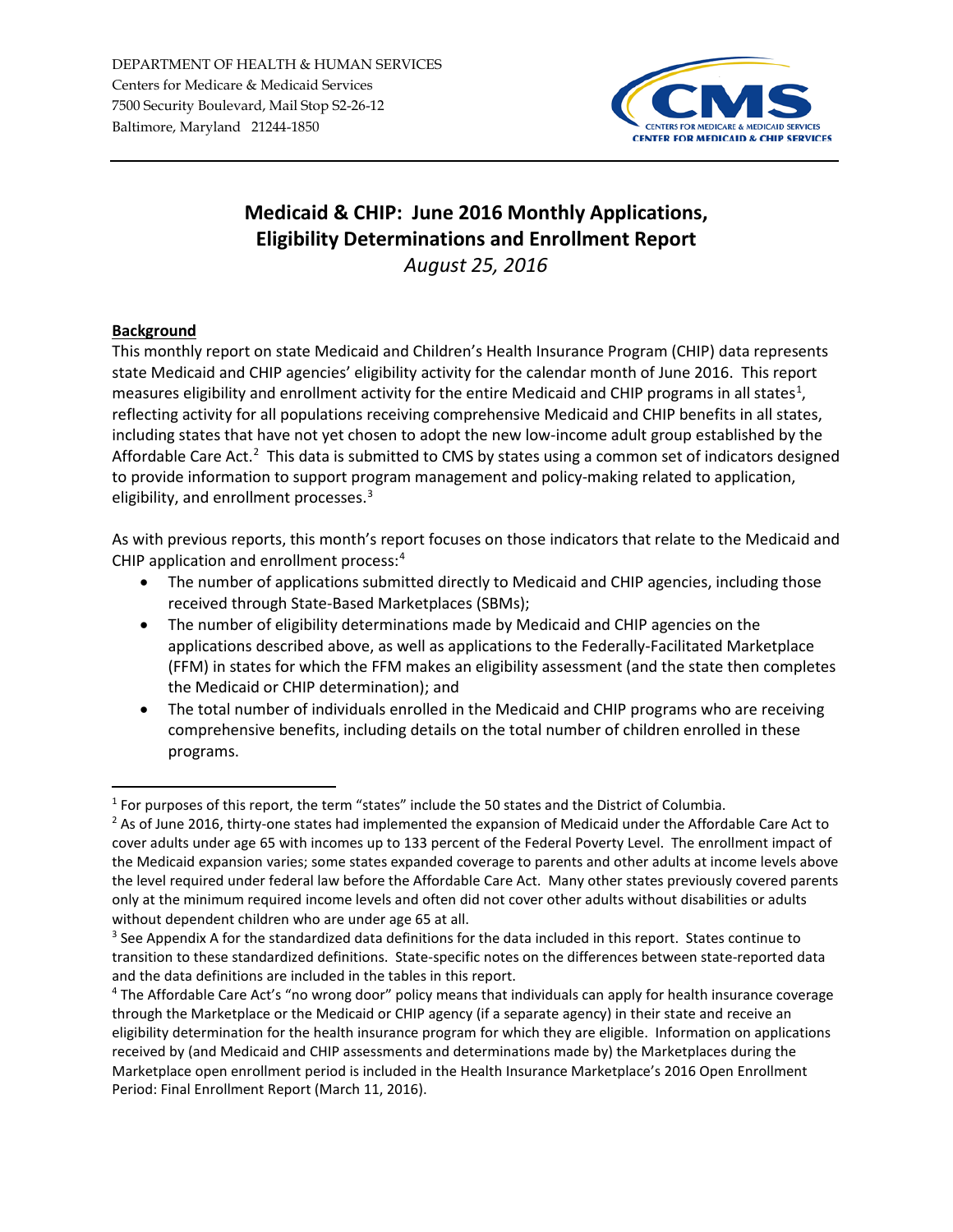DEPARTMENT OF HEALTH & HUMAN SERVICES
Centers for Medicare & Medicaid Services
7500 Security Boulevard, Mail Stop S2-26-12
Baltimore, Maryland 21244-1850

CMS
CENTERS FOR MEDICARE & MEDICAID SERVICES
CENTER FOR MEDICAID & CHIP SERVICES

# Medicaid & CHIP: June 2016 Monthly Applications, Eligibility Determinations and Enrollment Report

*August 25, 2016*

## Background

This monthly report on state Medicaid and Children's Health Insurance Program (CHIP) data represents state Medicaid and CHIP agencies' eligibility activity for the calendar month of June 2016. This report measures eligibility and enrollment activity for the entire Medicaid and CHIP programs in all states[1], reflecting activity for all populations receiving comprehensive Medicaid and CHIP benefits in all states, including states that have not yet chosen to adopt the new low-income adult group established by the Affordable Care Act.[2] This data is submitted to CMS by states using a common set of indicators designed to provide information to support program management and policy-making related to application, eligibility, and enrollment processes.[3]

As with previous reports, this month's report focuses on those indicators that relate to the Medicaid and CHIP application and enrollment process:[4]

- The number of applications submitted directly to Medicaid and CHIP agencies, including those received through State-Based Marketplaces (SBMs);
- The number of eligibility determinations made by Medicaid and CHIP agencies on the applications described above, as well as applications to the Federally-Facilitated Marketplace (FFM) in states for which the FFM makes an eligibility assessment (and the state then completes the Medicaid or CHIP determination); and
- The total number of individuals enrolled in the Medicaid and CHIP programs who are receiving comprehensive benefits, including details on the total number of children enrolled in these programs.

---

[1] For purposes of this report, the term "states" include the 50 states and the District of Columbia.

[2] As of June 2016, thirty-one states had implemented the expansion of Medicaid under the Affordable Care Act to cover adults under age 65 with incomes up to 133 percent of the Federal Poverty Level. The enrollment impact of the Medicaid expansion varies; some states expanded coverage to parents and other adults at income levels above the level required under federal law before the Affordable Care Act. Many other states previously covered parents only at the minimum required income levels and often did not cover other adults without disabilities or adults without dependent children who are under age 65 at all.

[3] See Appendix A for the standardized data definitions for the data included in this report. States continue to transition to these standardized definitions. State-specific notes on the differences between state-reported data and the data definitions are included in the tables in this report.

[4] The Affordable Care Act's "no wrong door" policy means that individuals can apply for health insurance coverage through the Marketplace or the Medicaid or CHIP agency (if a separate agency) in their state and receive an eligibility determination for the health insurance program for which they are eligible. Information on applications received by (and Medicaid and CHIP assessments and determinations made by) the Marketplaces during the Marketplace open enrollment period is included in the Health Insurance Marketplace's 2016 Open Enrollment Period: Final Enrollment Report (March 11, 2016).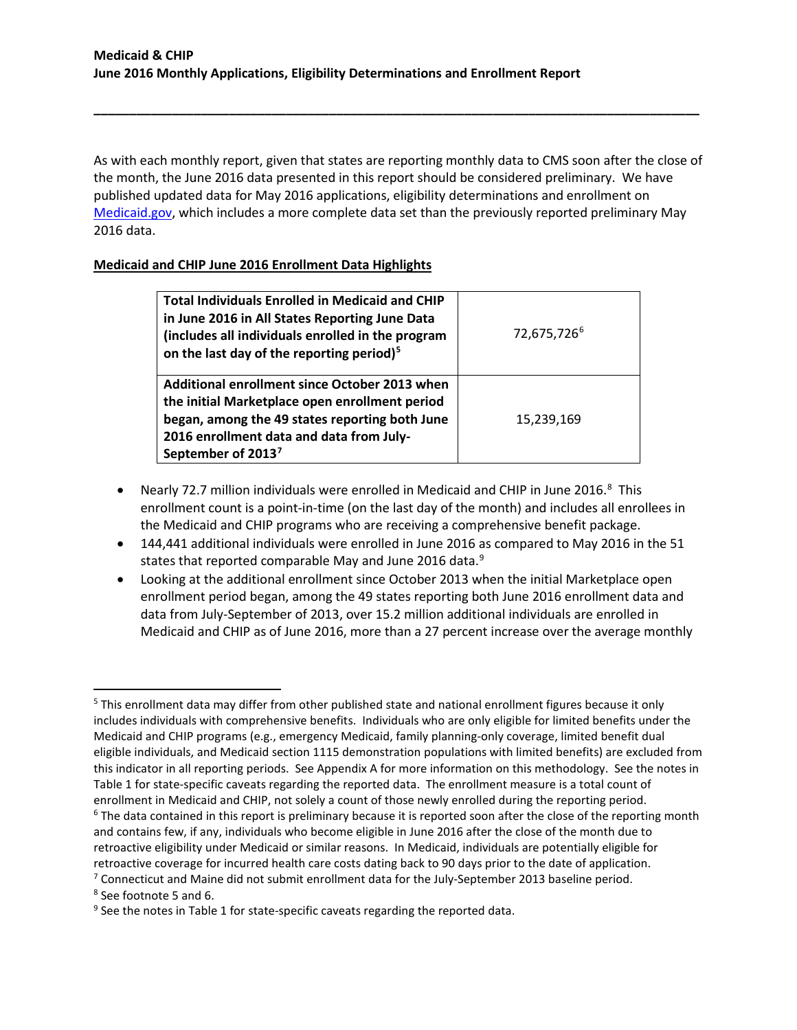As with each monthly report, given that states are reporting monthly data to CMS soon after the close of the month, the June 2016 data presented in this report should be considered preliminary. We have published updated data for May 2016 applications, eligibility determinations and enrollment on Medicaid.gov, which includes a more complete data set than the previously reported preliminary May 2016 data.

**Medicaid and CHIP June 2016 Enrollment Data Highlights**

| | |
|---|---|
| **Total Individuals Enrolled in Medicaid and CHIP in June 2016 in All States Reporting June Data (includes all individuals enrolled in the program on the last day of the reporting period)[5]** | 72,675,726[6] |
| **Additional enrollment since October 2013 when the initial Marketplace open enrollment period began, among the 49 states reporting both June 2016 enrollment data and data from July-September of 2013[7]** | 15,239,169 |

- Nearly 72.7 million individuals were enrolled in Medicaid and CHIP in June 2016.[8] This enrollment count is a point-in-time (on the last day of the month) and includes all enrollees in the Medicaid and CHIP programs who are receiving a comprehensive benefit package.
- 144,441 additional individuals were enrolled in June 2016 as compared to May 2016 in the 51 states that reported comparable May and June 2016 data.[9]
- Looking at the additional enrollment since October 2013 when the initial Marketplace open enrollment period began, among the 49 states reporting both June 2016 enrollment data and data from July-September of 2013, over 15.2 million additional individuals are enrolled in Medicaid and CHIP as of June 2016, more than a 27 percent increase over the average monthly

[5] This enrollment data may differ from other published state and national enrollment figures because it only includes individuals with comprehensive benefits. Individuals who are only eligible for limited benefits under the Medicaid and CHIP programs (e.g., emergency Medicaid, family planning-only coverage, limited benefit dual eligible individuals, and Medicaid section 1115 demonstration populations with limited benefits) are excluded from this indicator in all reporting periods. See Appendix A for more information on this methodology. See the notes in Table 1 for state-specific caveats regarding the reported data. The enrollment measure is a total count of enrollment in Medicaid and CHIP, not solely a count of those newly enrolled during the reporting period.

[6] The data contained in this report is preliminary because it is reported soon after the close of the reporting month and contains few, if any, individuals who become eligible in June 2016 after the close of the month due to retroactive eligibility under Medicaid or similar reasons. In Medicaid, individuals are potentially eligible for retroactive coverage for incurred health care costs dating back to 90 days prior to the date of application.

[7] Connecticut and Maine did not submit enrollment data for the July-September 2013 baseline period.

[8] See footnote 5 and 6.

[9] See the notes in Table 1 for state-specific caveats regarding the reported data.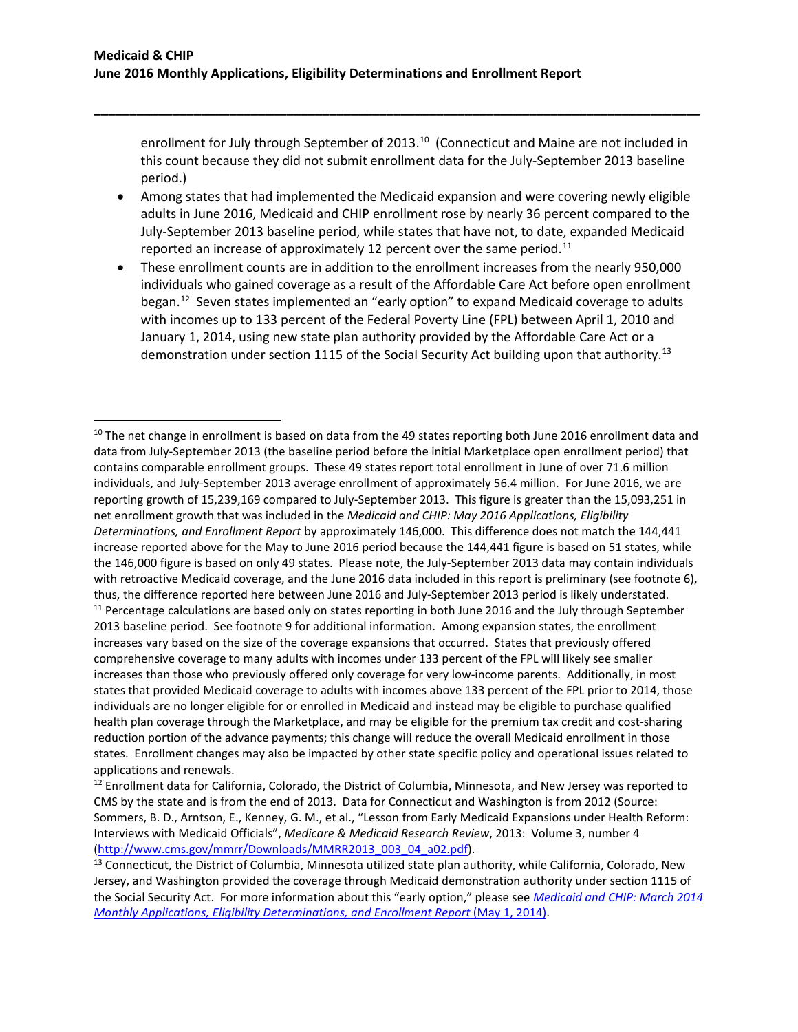enrollment for July through September of 2013.[10] (Connecticut and Maine are not included in this count because they did not submit enrollment data for the July-September 2013 baseline period.)

- Among states that had implemented the Medicaid expansion and were covering newly eligible adults in June 2016, Medicaid and CHIP enrollment rose by nearly 36 percent compared to the July-September 2013 baseline period, while states that have not, to date, expanded Medicaid reported an increase of approximately 12 percent over the same period.[11]
- These enrollment counts are in addition to the enrollment increases from the nearly 950,000 individuals who gained coverage as a result of the Affordable Care Act before open enrollment began.[12] Seven states implemented an "early option" to expand Medicaid coverage to adults with incomes up to 133 percent of the Federal Poverty Line (FPL) between April 1, 2010 and January 1, 2014, using new state plan authority provided by the Affordable Care Act or a demonstration under section 1115 of the Social Security Act building upon that authority.[13]

---

[10] The net change in enrollment is based on data from the 49 states reporting both June 2016 enrollment data and data from July-September 2013 (the baseline period before the initial Marketplace open enrollment period) that contains comparable enrollment groups. These 49 states report total enrollment in June of over 71.6 million individuals, and July-September 2013 average enrollment of approximately 56.4 million. For June 2016, we are reporting growth of 15,239,169 compared to July-September 2013. This figure is greater than the 15,093,251 in net enrollment growth that was included in the *Medicaid and CHIP: May 2016 Applications, Eligibility Determinations, and Enrollment Report* by approximately 146,000. This difference does not match the 144,441 increase reported above for the May to June 2016 period because the 144,441 figure is based on 51 states, while the 146,000 figure is based on only 49 states. Please note, the July-September 2013 data may contain individuals with retroactive Medicaid coverage, and the June 2016 data included in this report is preliminary (see footnote 6), thus, the difference reported here between June 2016 and July-September 2013 period is likely understated.

[11] Percentage calculations are based only on states reporting in both June 2016 and the July through September 2013 baseline period. See footnote 9 for additional information. Among expansion states, the enrollment increases vary based on the size of the coverage expansions that occurred. States that previously offered comprehensive coverage to many adults with incomes under 133 percent of the FPL will likely see smaller increases than those who previously offered only coverage for very low-income parents. Additionally, in most states that provided Medicaid coverage to adults with incomes above 133 percent of the FPL prior to 2014, those individuals are no longer eligible for or enrolled in Medicaid and instead may be eligible to purchase qualified health plan coverage through the Marketplace, and may be eligible for the premium tax credit and cost-sharing reduction portion of the advance payments; this change will reduce the overall Medicaid enrollment in those states. Enrollment changes may also be impacted by other state specific policy and operational issues related to applications and renewals.

[12] Enrollment data for California, Colorado, the District of Columbia, Minnesota, and New Jersey was reported to CMS by the state and is from the end of 2013. Data for Connecticut and Washington is from 2012 (Source: Sommers, B. D., Arntson, E., Kenney, G. M., et al., "Lesson from Early Medicaid Expansions under Health Reform: Interviews with Medicaid Officials", *Medicare & Medicaid Research Review*, 2013: Volume 3, number 4 (http://www.cms.gov/mmrr/Downloads/MMRR2013_003_04_a02.pdf).

[13] Connecticut, the District of Columbia, Minnesota utilized state plan authority, while California, Colorado, New Jersey, and Washington provided the coverage through Medicaid demonstration authority under section 1115 of the Social Security Act. For more information about this "early option," please see *Medicaid and CHIP: March 2014 Monthly Applications, Eligibility Determinations, and Enrollment Report* (May 1, 2014).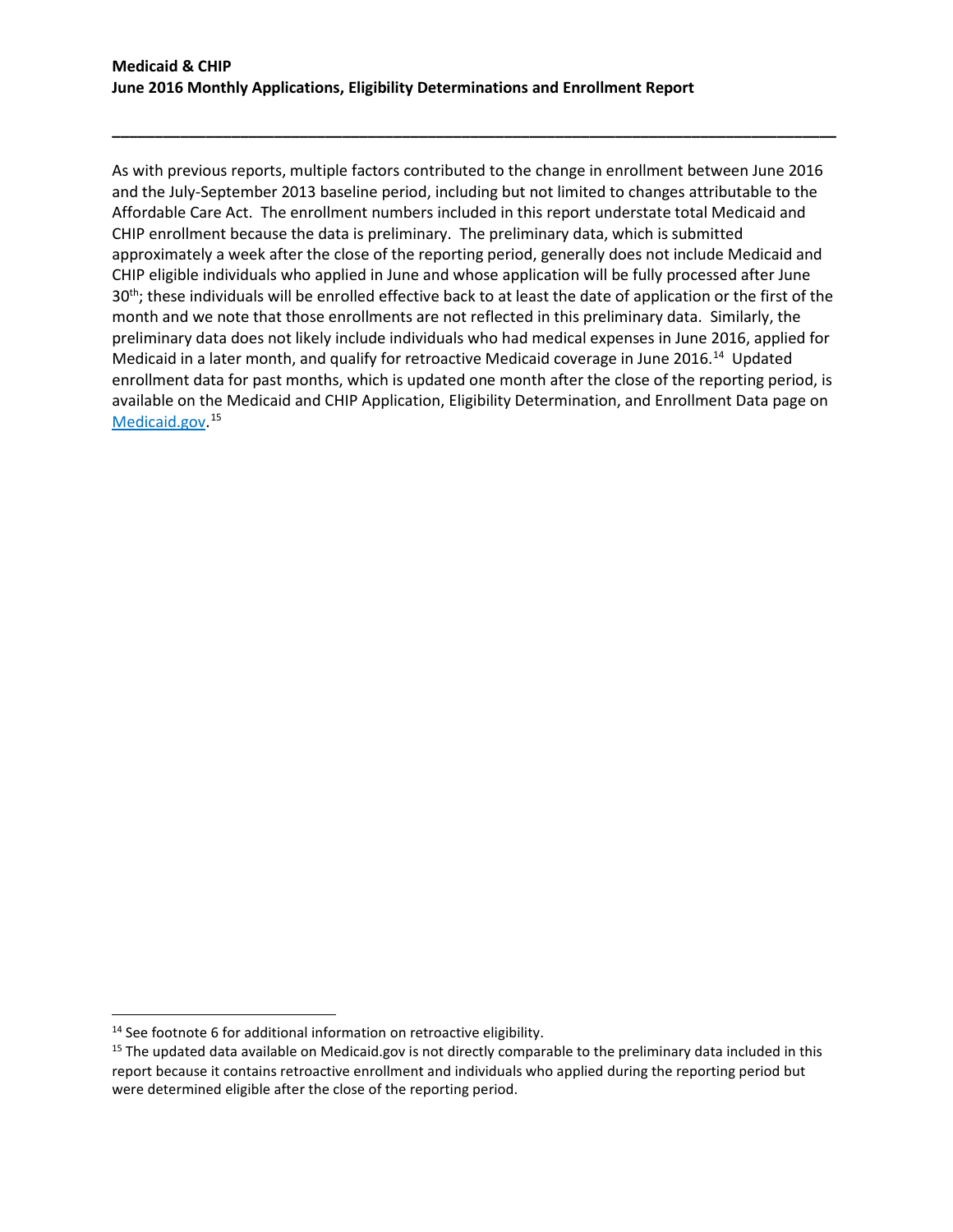As with previous reports, multiple factors contributed to the change in enrollment between June 2016 and the July-September 2013 baseline period, including but not limited to changes attributable to the Affordable Care Act. The enrollment numbers included in this report understate total Medicaid and CHIP enrollment because the data is preliminary. The preliminary data, which is submitted approximately a week after the close of the reporting period, generally does not include Medicaid and CHIP eligible individuals who applied in June and whose application will be fully processed after June 30th; these individuals will be enrolled effective back to at least the date of application or the first of the month and we note that those enrollments are not reflected in this preliminary data. Similarly, the preliminary data does not likely include individuals who had medical expenses in June 2016, applied for Medicaid in a later month, and qualify for retroactive Medicaid coverage in June 2016.[14] Updated enrollment data for past months, which is updated one month after the close of the reporting period, is available on the Medicaid and CHIP Application, Eligibility Determination, and Enrollment Data page on Medicaid.gov.[15]

---

[14] See footnote 6 for additional information on retroactive eligibility.

[15] The updated data available on Medicaid.gov is not directly comparable to the preliminary data included in this report because it contains retroactive enrollment and individuals who applied during the reporting period but were determined eligible after the close of the reporting period.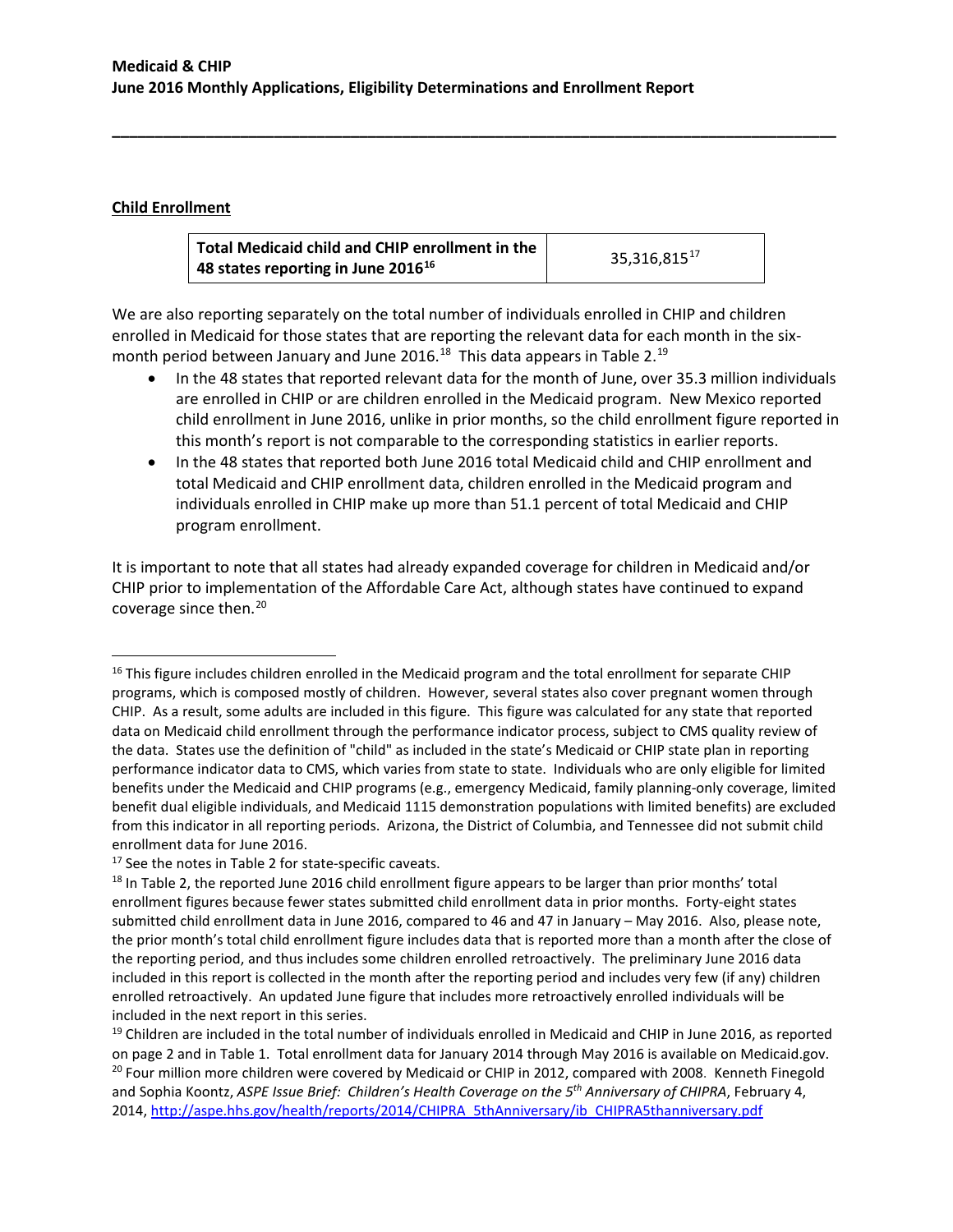### Child Enrollment

| | |
|---|---|
| **Total Medicaid child and CHIP enrollment in the 48 states reporting in June 2016**[16] | 35,316,815[17] |

We are also reporting separately on the total number of individuals enrolled in CHIP and children enrolled in Medicaid for those states that are reporting the relevant data for each month in the six-month period between January and June 2016.[18] This data appears in Table 2.[19]

- In the 48 states that reported relevant data for the month of June, over 35.3 million individuals are enrolled in CHIP or are children enrolled in the Medicaid program. New Mexico reported child enrollment in June 2016, unlike in prior months, so the child enrollment figure reported in this month's report is not comparable to the corresponding statistics in earlier reports.
- In the 48 states that reported both June 2016 total Medicaid child and CHIP enrollment and total Medicaid and CHIP enrollment data, children enrolled in the Medicaid program and individuals enrolled in CHIP make up more than 51.1 percent of total Medicaid and CHIP program enrollment.

It is important to note that all states had already expanded coverage for children in Medicaid and/or CHIP prior to implementation of the Affordable Care Act, although states have continued to expand coverage since then.[20]

---

[16] This figure includes children enrolled in the Medicaid program and the total enrollment for separate CHIP programs, which is composed mostly of children. However, several states also cover pregnant women through CHIP. As a result, some adults are included in this figure. This figure was calculated for any state that reported data on Medicaid child enrollment through the performance indicator process, subject to CMS quality review of the data. States use the definition of "child" as included in the state's Medicaid or CHIP state plan in reporting performance indicator data to CMS, which varies from state to state. Individuals who are only eligible for limited benefits under the Medicaid and CHIP programs (e.g., emergency Medicaid, family planning-only coverage, limited benefit dual eligible individuals, and Medicaid 1115 demonstration populations with limited benefits) are excluded from this indicator in all reporting periods. Arizona, the District of Columbia, and Tennessee did not submit child enrollment data for June 2016.

[17] See the notes in Table 2 for state-specific caveats.

[18] In Table 2, the reported June 2016 child enrollment figure appears to be larger than prior months' total enrollment figures because fewer states submitted child enrollment data in prior months. Forty-eight states submitted child enrollment data in June 2016, compared to 46 and 47 in January – May 2016. Also, please note, the prior month's total child enrollment figure includes data that is reported more than a month after the close of the reporting period, and thus includes some children enrolled retroactively. The preliminary June 2016 data included in this report is collected in the month after the reporting period and includes very few (if any) children enrolled retroactively. An updated June figure that includes more retroactively enrolled individuals will be included in the next report in this series.

[19] Children are included in the total number of individuals enrolled in Medicaid and CHIP in June 2016, as reported on page 2 and in Table 1. Total enrollment data for January 2014 through May 2016 is available on Medicaid.gov.

[20] Four million more children were covered by Medicaid or CHIP in 2012, compared with 2008. Kenneth Finegold and Sophia Koontz, *ASPE Issue Brief: Children's Health Coverage on the 5th Anniversary of CHIPRA*, February 4, 2014, http://aspe.hhs.gov/health/reports/2014/CHIPRA_5thAnniversary/ib_CHIPRA5thanniversary.pdf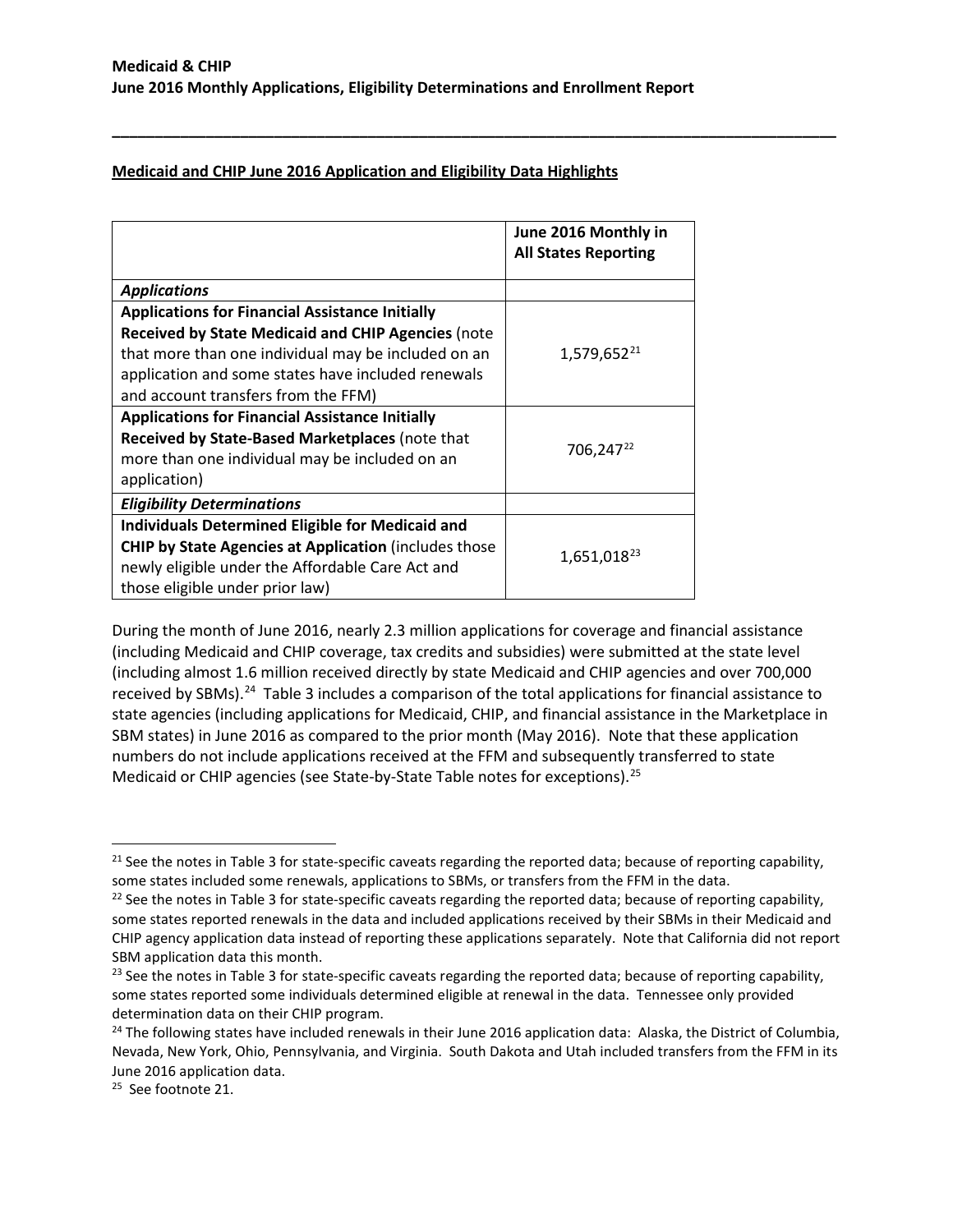**Medicaid and CHIP June 2016 Application and Eligibility Data Highlights**

| | June 2016 Monthly in All States Reporting |
|---|---|
| ***Applications*** | |
| **Applications for Financial Assistance Initially Received by State Medicaid and CHIP Agencies** (note that more than one individual may be included on an application and some states have included renewals and account transfers from the FFM) | 1,579,652[21] |
| **Applications for Financial Assistance Initially Received by State-Based Marketplaces** (note that more than one individual may be included on an application) | 706,247[22] |
| ***Eligibility Determinations*** | |
| **Individuals Determined Eligible for Medicaid and CHIP by State Agencies at Application** (includes those newly eligible under the Affordable Care Act and those eligible under prior law) | 1,651,018[23] |

During the month of June 2016, nearly 2.3 million applications for coverage and financial assistance (including Medicaid and CHIP coverage, tax credits and subsidies) were submitted at the state level (including almost 1.6 million received directly by state Medicaid and CHIP agencies and over 700,000 received by SBMs).[24] Table 3 includes a comparison of the total applications for financial assistance to state agencies (including applications for Medicaid, CHIP, and financial assistance in the Marketplace in SBM states) in June 2016 as compared to the prior month (May 2016). Note that these application numbers do not include applications received at the FFM and subsequently transferred to state Medicaid or CHIP agencies (see State-by-State Table notes for exceptions).[25]

---

[21] See the notes in Table 3 for state-specific caveats regarding the reported data; because of reporting capability, some states included some renewals, applications to SBMs, or transfers from the FFM in the data.

[22] See the notes in Table 3 for state-specific caveats regarding the reported data; because of reporting capability, some states reported renewals in the data and included applications received by their SBMs in their Medicaid and CHIP agency application data instead of reporting these applications separately. Note that California did not report SBM application data this month.

[23] See the notes in Table 3 for state-specific caveats regarding the reported data; because of reporting capability, some states reported some individuals determined eligible at renewal in the data. Tennessee only provided determination data on their CHIP program.

[24] The following states have included renewals in their June 2016 application data: Alaska, the District of Columbia, Nevada, New York, Ohio, Pennsylvania, and Virginia. South Dakota and Utah included transfers from the FFM in its June 2016 application data.

[25] See footnote 21.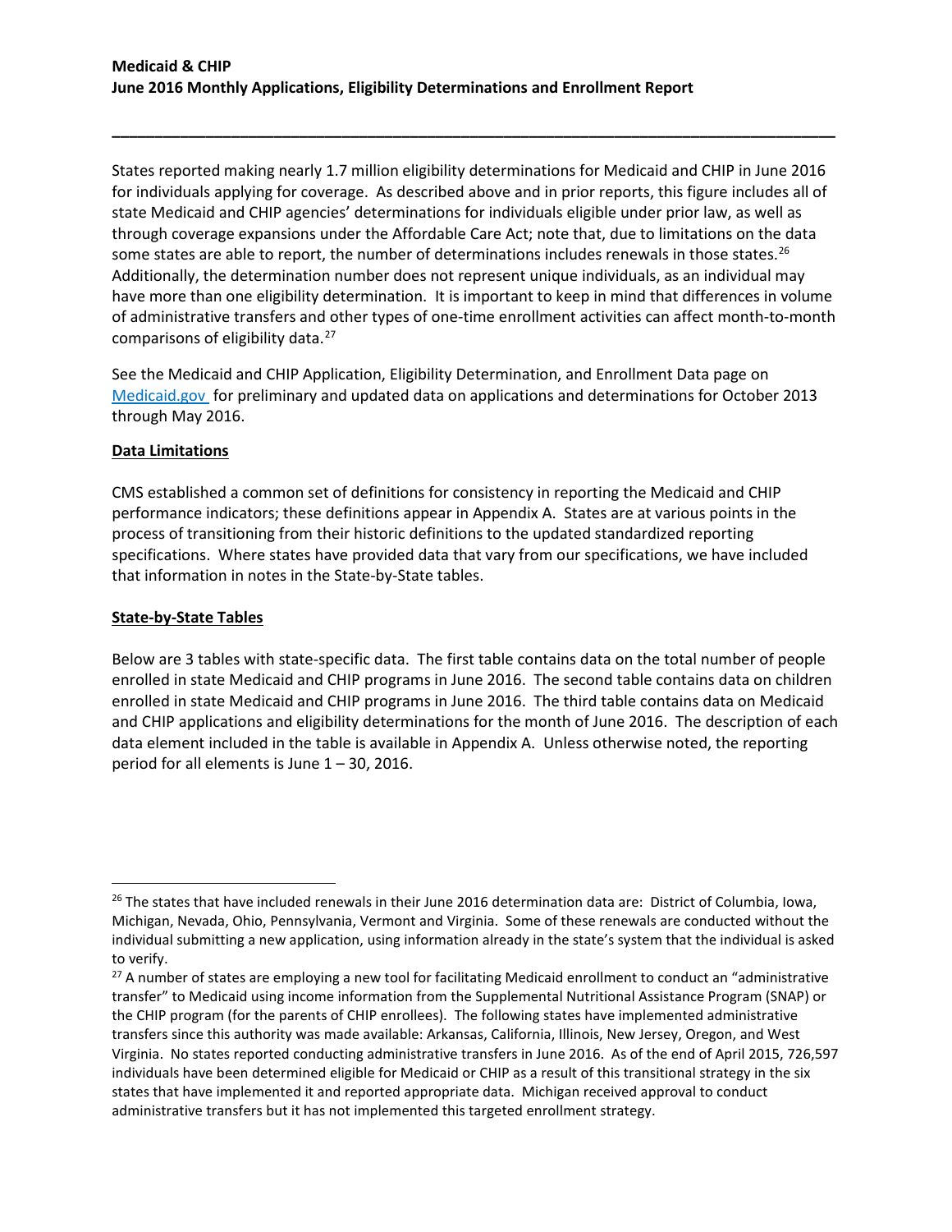States reported making nearly 1.7 million eligibility determinations for Medicaid and CHIP in June 2016 for individuals applying for coverage. As described above and in prior reports, this figure includes all of state Medicaid and CHIP agencies' determinations for individuals eligible under prior law, as well as through coverage expansions under the Affordable Care Act; note that, due to limitations on the data some states are able to report, the number of determinations includes renewals in those states.[26] Additionally, the determination number does not represent unique individuals, as an individual may have more than one eligibility determination. It is important to keep in mind that differences in volume of administrative transfers and other types of one-time enrollment activities can affect month-to-month comparisons of eligibility data.[27]

See the Medicaid and CHIP Application, Eligibility Determination, and Enrollment Data page on Medicaid.gov for preliminary and updated data on applications and determinations for October 2013 through May 2016.

**Data Limitations**

CMS established a common set of definitions for consistency in reporting the Medicaid and CHIP performance indicators; these definitions appear in Appendix A. States are at various points in the process of transitioning from their historic definitions to the updated standardized reporting specifications. Where states have provided data that vary from our specifications, we have included that information in notes in the State-by-State tables.

**State-by-State Tables**

Below are 3 tables with state-specific data. The first table contains data on the total number of people enrolled in state Medicaid and CHIP programs in June 2016. The second table contains data on children enrolled in state Medicaid and CHIP programs in June 2016. The third table contains data on Medicaid and CHIP applications and eligibility determinations for the month of June 2016. The description of each data element included in the table is available in Appendix A. Unless otherwise noted, the reporting period for all elements is June 1 – 30, 2016.

---

[26] The states that have included renewals in their June 2016 determination data are: District of Columbia, Iowa, Michigan, Nevada, Ohio, Pennsylvania, Vermont and Virginia. Some of these renewals are conducted without the individual submitting a new application, using information already in the state's system that the individual is asked to verify.

[27] A number of states are employing a new tool for facilitating Medicaid enrollment to conduct an "administrative transfer" to Medicaid using income information from the Supplemental Nutritional Assistance Program (SNAP) or the CHIP program (for the parents of CHIP enrollees). The following states have implemented administrative transfers since this authority was made available: Arkansas, California, Illinois, New Jersey, Oregon, and West Virginia. No states reported conducting administrative transfers in June 2016. As of the end of April 2015, 726,597 individuals have been determined eligible for Medicaid or CHIP as a result of this transitional strategy in the six states that have implemented it and reported appropriate data. Michigan received approval to conduct administrative transfers but it has not implemented this targeted enrollment strategy.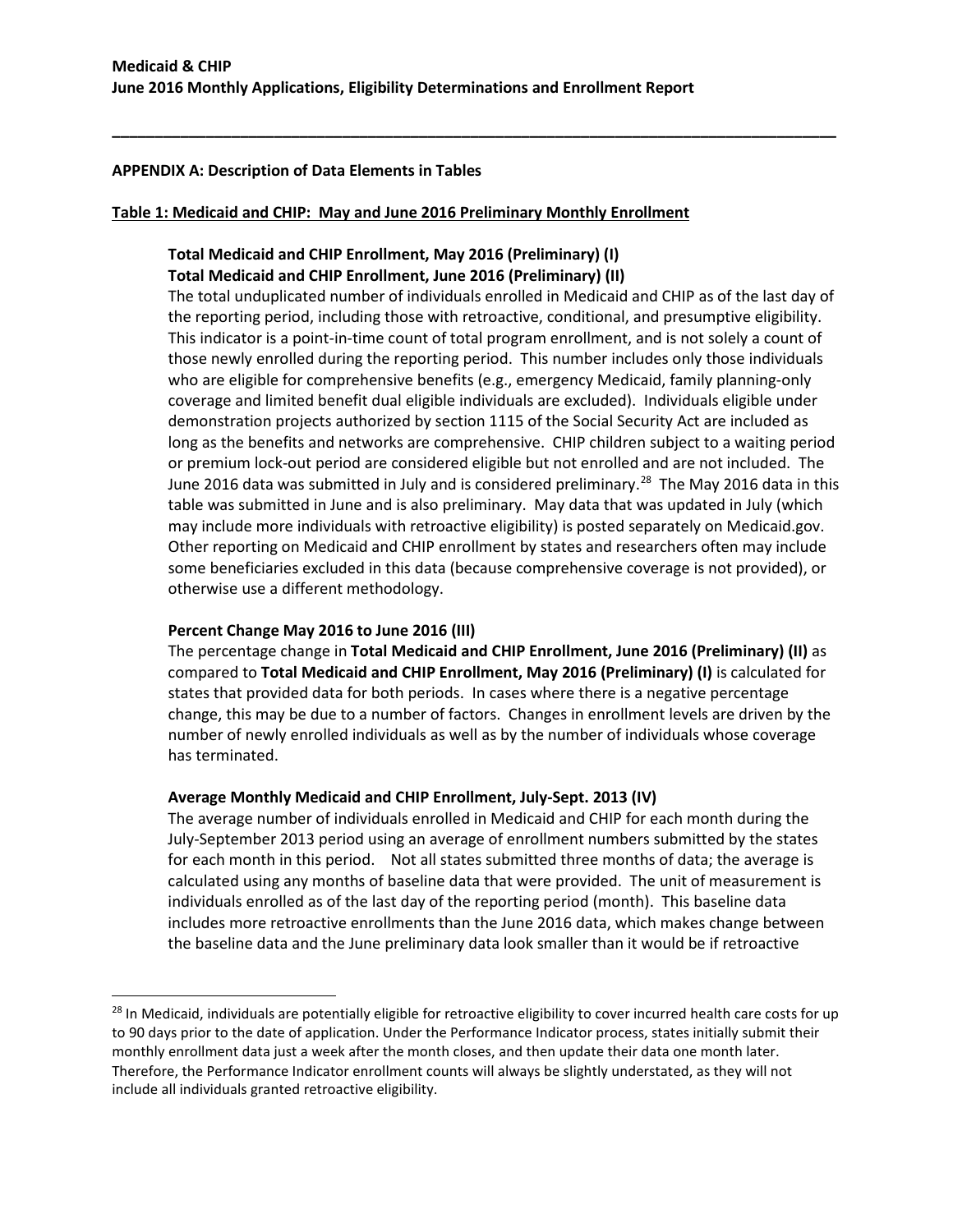**APPENDIX A: Description of Data Elements in Tables**

**Table 1: Medicaid and CHIP: May and June 2016 Preliminary Monthly Enrollment**

**Total Medicaid and CHIP Enrollment, May 2016 (Preliminary) (I)**
**Total Medicaid and CHIP Enrollment, June 2016 (Preliminary) (II)**

The total unduplicated number of individuals enrolled in Medicaid and CHIP as of the last day of the reporting period, including those with retroactive, conditional, and presumptive eligibility. This indicator is a point-in-time count of total program enrollment, and is not solely a count of those newly enrolled during the reporting period. This number includes only those individuals who are eligible for comprehensive benefits (e.g., emergency Medicaid, family planning-only coverage and limited benefit dual eligible individuals are excluded). Individuals eligible under demonstration projects authorized by section 1115 of the Social Security Act are included as long as the benefits and networks are comprehensive. CHIP children subject to a waiting period or premium lock-out period are considered eligible but not enrolled and are not included. The June 2016 data was submitted in July and is considered preliminary.[28] The May 2016 data in this table was submitted in June and is also preliminary. May data that was updated in July (which may include more individuals with retroactive eligibility) is posted separately on Medicaid.gov. Other reporting on Medicaid and CHIP enrollment by states and researchers often may include some beneficiaries excluded in this data (because comprehensive coverage is not provided), or otherwise use a different methodology.

**Percent Change May 2016 to June 2016 (III)**

The percentage change in **Total Medicaid and CHIP Enrollment, June 2016 (Preliminary) (II)** as compared to **Total Medicaid and CHIP Enrollment, May 2016 (Preliminary) (I)** is calculated for states that provided data for both periods. In cases where there is a negative percentage change, this may be due to a number of factors. Changes in enrollment levels are driven by the number of newly enrolled individuals as well as by the number of individuals whose coverage has terminated.

**Average Monthly Medicaid and CHIP Enrollment, July-Sept. 2013 (IV)**

The average number of individuals enrolled in Medicaid and CHIP for each month during the July-September 2013 period using an average of enrollment numbers submitted by the states for each month in this period. Not all states submitted three months of data; the average is calculated using any months of baseline data that were provided. The unit of measurement is individuals enrolled as of the last day of the reporting period (month). This baseline data includes more retroactive enrollments than the June 2016 data, which makes change between the baseline data and the June preliminary data look smaller than it would be if retroactive

[28] In Medicaid, individuals are potentially eligible for retroactive eligibility to cover incurred health care costs for up to 90 days prior to the date of application. Under the Performance Indicator process, states initially submit their monthly enrollment data just a week after the month closes, and then update their data one month later. Therefore, the Performance Indicator enrollment counts will always be slightly understated, as they will not include all individuals granted retroactive eligibility.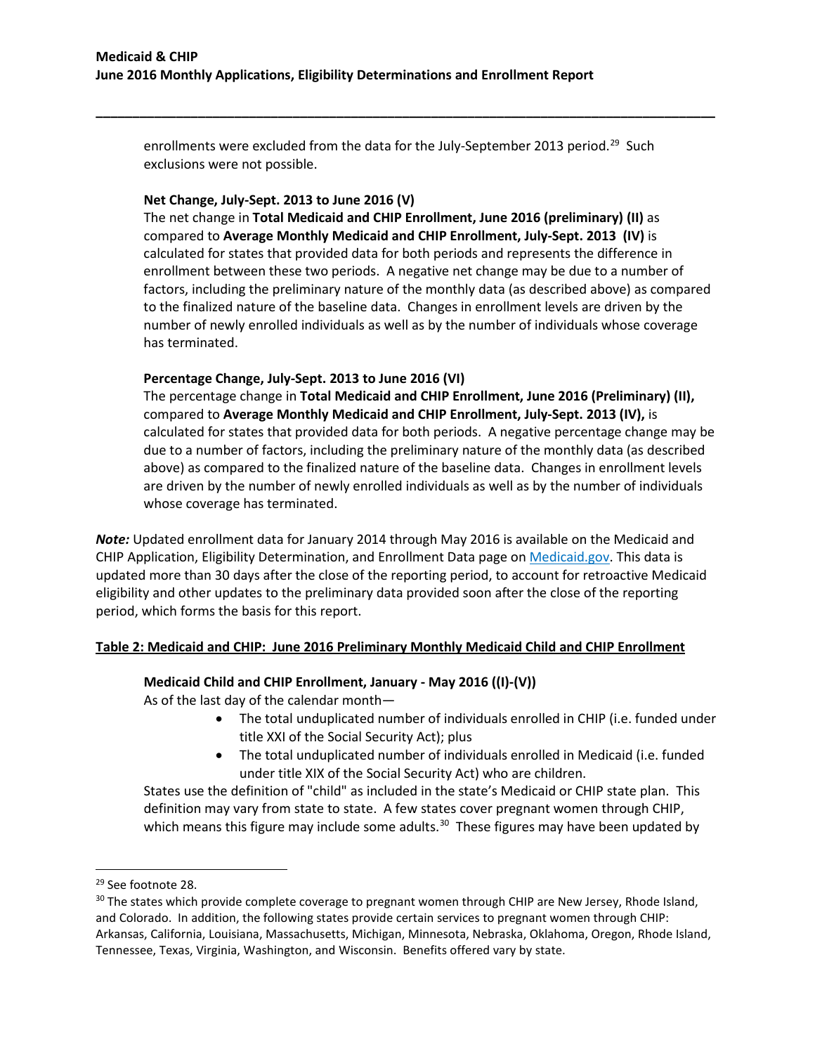enrollments were excluded from the data for the July-September 2013 period.[29] Such exclusions were not possible.

**Net Change, July-Sept. 2013 to June 2016 (V)**

The net change in **Total Medicaid and CHIP Enrollment, June 2016 (preliminary) (II)** as compared to **Average Monthly Medicaid and CHIP Enrollment, July-Sept. 2013 (IV)** is calculated for states that provided data for both periods and represents the difference in enrollment between these two periods. A negative net change may be due to a number of factors, including the preliminary nature of the monthly data (as described above) as compared to the finalized nature of the baseline data. Changes in enrollment levels are driven by the number of newly enrolled individuals as well as by the number of individuals whose coverage has terminated.

**Percentage Change, July-Sept. 2013 to June 2016 (VI)**

The percentage change in **Total Medicaid and CHIP Enrollment, June 2016 (Preliminary) (II),** compared to **Average Monthly Medicaid and CHIP Enrollment, July-Sept. 2013 (IV),** is calculated for states that provided data for both periods. A negative percentage change may be due to a number of factors, including the preliminary nature of the monthly data (as described above) as compared to the finalized nature of the baseline data. Changes in enrollment levels are driven by the number of newly enrolled individuals as well as by the number of individuals whose coverage has terminated.

***Note:*** Updated enrollment data for January 2014 through May 2016 is available on the Medicaid and CHIP Application, Eligibility Determination, and Enrollment Data page on Medicaid.gov. This data is updated more than 30 days after the close of the reporting period, to account for retroactive Medicaid eligibility and other updates to the preliminary data provided soon after the close of the reporting period, which forms the basis for this report.

**Table 2: Medicaid and CHIP: June 2016 Preliminary Monthly Medicaid Child and CHIP Enrollment**

**Medicaid Child and CHIP Enrollment, January - May 2016 ((I)-(V))**

As of the last day of the calendar month—

- The total unduplicated number of individuals enrolled in CHIP (i.e. funded under title XXI of the Social Security Act); plus
- The total unduplicated number of individuals enrolled in Medicaid (i.e. funded under title XIX of the Social Security Act) who are children.

States use the definition of "child" as included in the state's Medicaid or CHIP state plan. This definition may vary from state to state. A few states cover pregnant women through CHIP, which means this figure may include some adults.[30] These figures may have been updated by

---

[29] See footnote 28.

[30] The states which provide complete coverage to pregnant women through CHIP are New Jersey, Rhode Island, and Colorado. In addition, the following states provide certain services to pregnant women through CHIP: Arkansas, California, Louisiana, Massachusetts, Michigan, Minnesota, Nebraska, Oklahoma, Oregon, Rhode Island, Tennessee, Texas, Virginia, Washington, and Wisconsin. Benefits offered vary by state.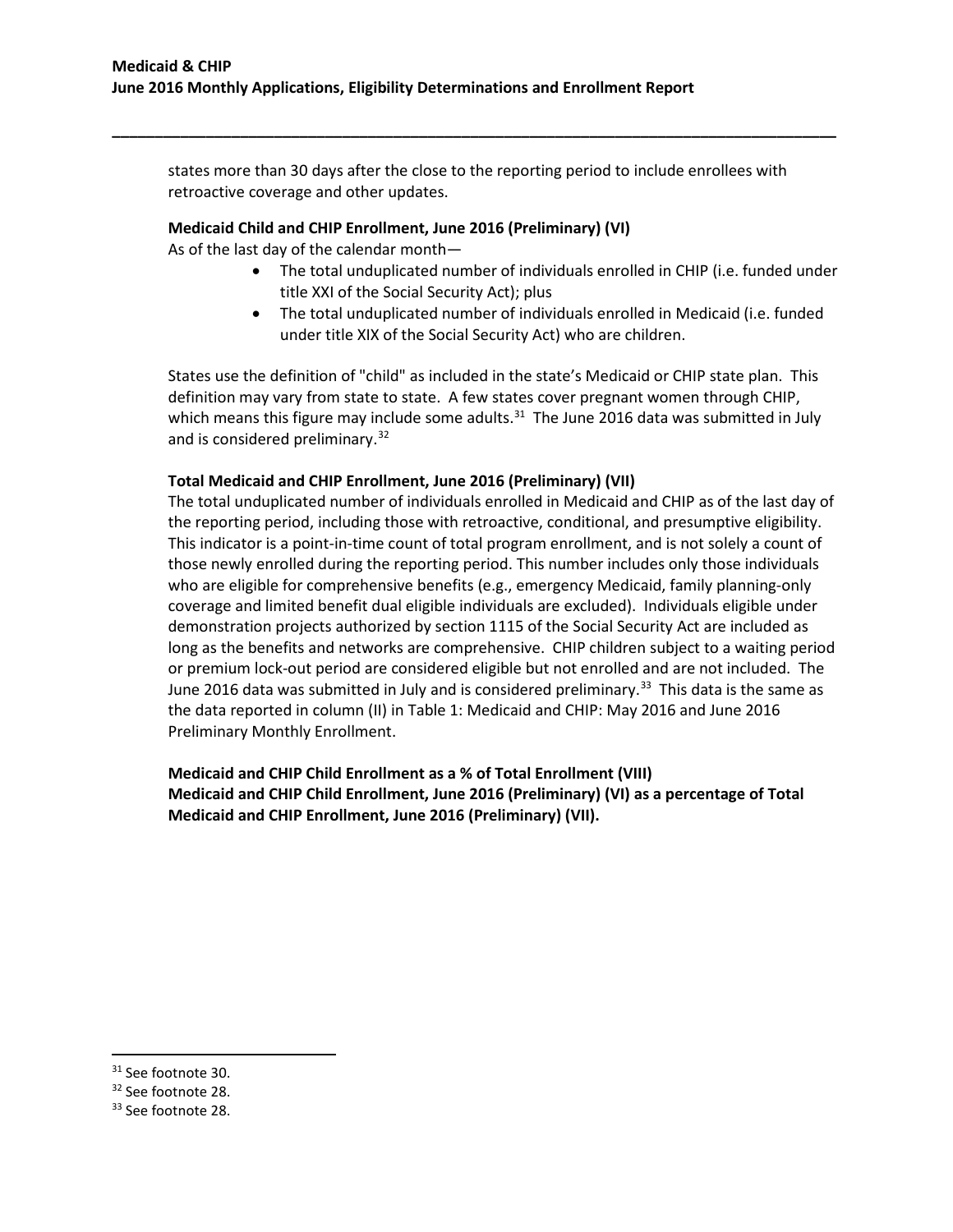states more than 30 days after the close to the reporting period to include enrollees with retroactive coverage and other updates.

**Medicaid Child and CHIP Enrollment, June 2016 (Preliminary) (VI)**

As of the last day of the calendar month—

- The total unduplicated number of individuals enrolled in CHIP (i.e. funded under title XXI of the Social Security Act); plus
- The total unduplicated number of individuals enrolled in Medicaid (i.e. funded under title XIX of the Social Security Act) who are children.

States use the definition of "child" as included in the state's Medicaid or CHIP state plan. This definition may vary from state to state. A few states cover pregnant women through CHIP, which means this figure may include some adults.[31] The June 2016 data was submitted in July and is considered preliminary.[32]

**Total Medicaid and CHIP Enrollment, June 2016 (Preliminary) (VII)**

The total unduplicated number of individuals enrolled in Medicaid and CHIP as of the last day of the reporting period, including those with retroactive, conditional, and presumptive eligibility. This indicator is a point-in-time count of total program enrollment, and is not solely a count of those newly enrolled during the reporting period. This number includes only those individuals who are eligible for comprehensive benefits (e.g., emergency Medicaid, family planning-only coverage and limited benefit dual eligible individuals are excluded). Individuals eligible under demonstration projects authorized by section 1115 of the Social Security Act are included as long as the benefits and networks are comprehensive. CHIP children subject to a waiting period or premium lock-out period are considered eligible but not enrolled and are not included. The June 2016 data was submitted in July and is considered preliminary.[33] This data is the same as the data reported in column (II) in Table 1: Medicaid and CHIP: May 2016 and June 2016 Preliminary Monthly Enrollment.

**Medicaid and CHIP Child Enrollment as a % of Total Enrollment (VIII)**
**Medicaid and CHIP Child Enrollment, June 2016 (Preliminary) (VI) as a percentage of Total Medicaid and CHIP Enrollment, June 2016 (Preliminary) (VII).**

---

[31] See footnote 30.
[32] See footnote 28.
[33] See footnote 28.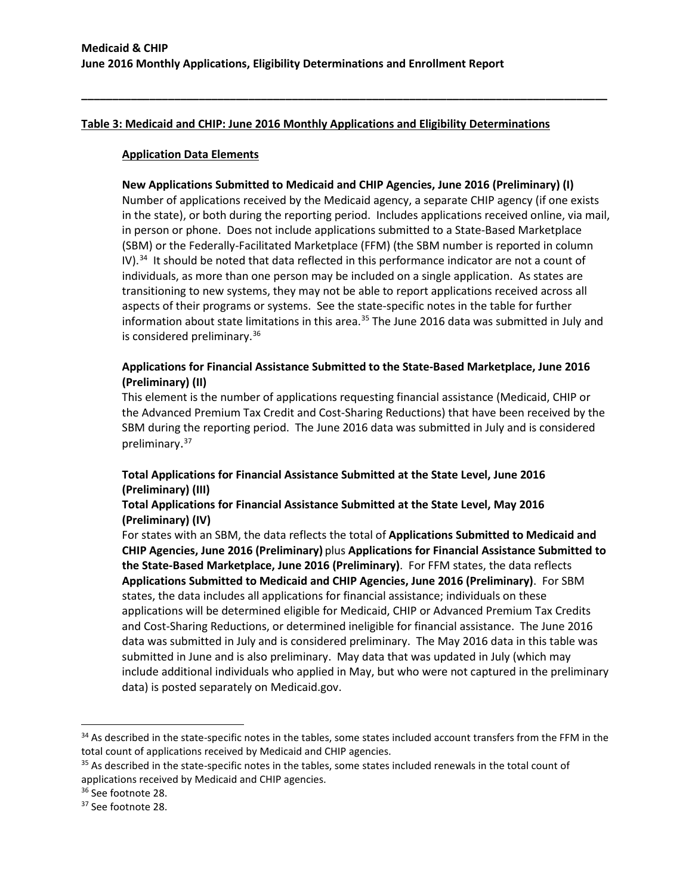**Medicaid & CHIP**
**June 2016 Monthly Applications, Eligibility Determinations and Enrollment Report**

## Table 3: Medicaid and CHIP: June 2016 Monthly Applications and Eligibility Determinations

### Application Data Elements

**New Applications Submitted to Medicaid and CHIP Agencies, June 2016 (Preliminary) (I)**
Number of applications received by the Medicaid agency, a separate CHIP agency (if one exists in the state), or both during the reporting period. Includes applications received online, via mail, in person or phone. Does not include applications submitted to a State-Based Marketplace (SBM) or the Federally-Facilitated Marketplace (FFM) (the SBM number is reported in column IV).[34] It should be noted that data reflected in this performance indicator are not a count of individuals, as more than one person may be included on a single application. As states are transitioning to new systems, they may not be able to report applications received across all aspects of their programs or systems. See the state-specific notes in the table for further information about state limitations in this area.[35] The June 2016 data was submitted in July and is considered preliminary.[36]

**Applications for Financial Assistance Submitted to the State-Based Marketplace, June 2016 (Preliminary) (II)**
This element is the number of applications requesting financial assistance (Medicaid, CHIP or the Advanced Premium Tax Credit and Cost-Sharing Reductions) that have been received by the SBM during the reporting period. The June 2016 data was submitted in July and is considered preliminary.[37]

**Total Applications for Financial Assistance Submitted at the State Level, June 2016 (Preliminary) (III)**
**Total Applications for Financial Assistance Submitted at the State Level, May 2016 (Preliminary) (IV)**
For states with an SBM, the data reflects the total of **Applications Submitted to Medicaid and CHIP Agencies, June 2016 (Preliminary)** plus **Applications for Financial Assistance Submitted to the State-Based Marketplace, June 2016 (Preliminary)**. For FFM states, the data reflects **Applications Submitted to Medicaid and CHIP Agencies, June 2016 (Preliminary)**. For SBM states, the data includes all applications for financial assistance; individuals on these applications will be determined eligible for Medicaid, CHIP or Advanced Premium Tax Credits and Cost-Sharing Reductions, or determined ineligible for financial assistance. The June 2016 data was submitted in July and is considered preliminary. The May 2016 data in this table was submitted in June and is also preliminary. May data that was updated in July (which may include additional individuals who applied in May, but who were not captured in the preliminary data) is posted separately on Medicaid.gov.

---

[34] As described in the state-specific notes in the tables, some states included account transfers from the FFM in the total count of applications received by Medicaid and CHIP agencies.
[35] As described in the state-specific notes in the tables, some states included renewals in the total count of applications received by Medicaid and CHIP agencies.
[36] See footnote 28.
[37] See footnote 28.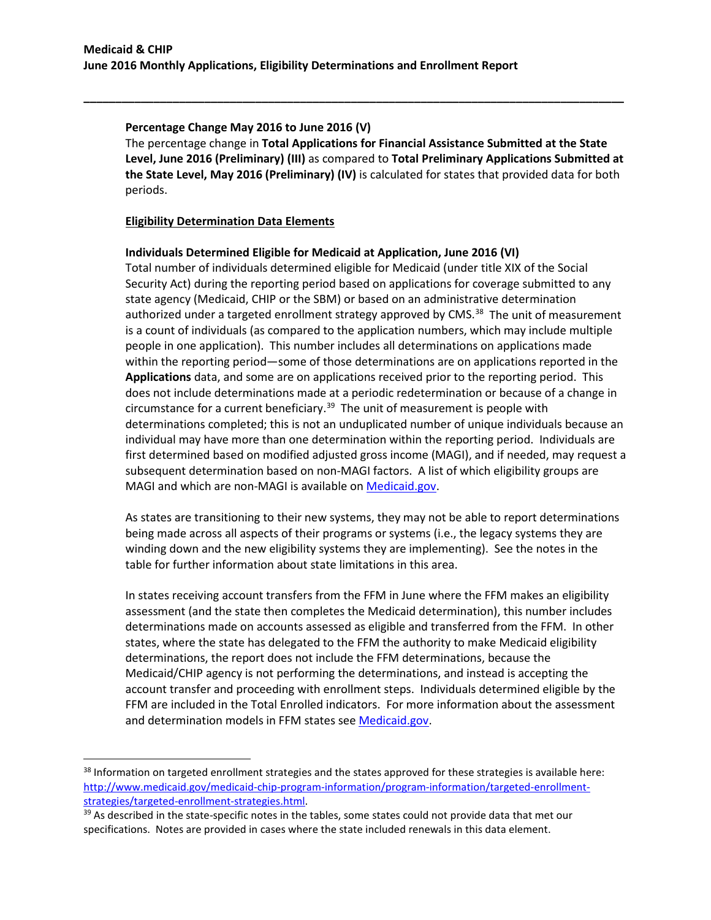**Percentage Change May 2016 to June 2016 (V)**

The percentage change in **Total Applications for Financial Assistance Submitted at the State Level, June 2016 (Preliminary) (III)** as compared to **Total Preliminary Applications Submitted at the State Level, May 2016 (Preliminary) (IV)** is calculated for states that provided data for both periods.

**Eligibility Determination Data Elements**

**Individuals Determined Eligible for Medicaid at Application, June 2016 (VI)**

Total number of individuals determined eligible for Medicaid (under title XIX of the Social Security Act) during the reporting period based on applications for coverage submitted to any state agency (Medicaid, CHIP or the SBM) or based on an administrative determination authorized under a targeted enrollment strategy approved by CMS.[38] The unit of measurement is a count of individuals (as compared to the application numbers, which may include multiple people in one application). This number includes all determinations on applications made within the reporting period—some of those determinations are on applications reported in the **Applications** data, and some are on applications received prior to the reporting period. This does not include determinations made at a periodic redetermination or because of a change in circumstance for a current beneficiary.[39] The unit of measurement is people with determinations completed; this is not an unduplicated number of unique individuals because an individual may have more than one determination within the reporting period. Individuals are first determined based on modified adjusted gross income (MAGI), and if needed, may request a subsequent determination based on non-MAGI factors. A list of which eligibility groups are MAGI and which are non-MAGI is available on [Medicaid.gov](Medicaid.gov).

As states are transitioning to their new systems, they may not be able to report determinations being made across all aspects of their programs or systems (i.e., the legacy systems they are winding down and the new eligibility systems they are implementing). See the notes in the table for further information about state limitations in this area.

In states receiving account transfers from the FFM in June where the FFM makes an eligibility assessment (and the state then completes the Medicaid determination), this number includes determinations made on accounts assessed as eligible and transferred from the FFM. In other states, where the state has delegated to the FFM the authority to make Medicaid eligibility determinations, the report does not include the FFM determinations, because the Medicaid/CHIP agency is not performing the determinations, and instead is accepting the account transfer and proceeding with enrollment steps. Individuals determined eligible by the FFM are included in the Total Enrolled indicators. For more information about the assessment and determination models in FFM states see [Medicaid.gov](Medicaid.gov).

---

[38] Information on targeted enrollment strategies and the states approved for these strategies is available here: http://www.medicaid.gov/medicaid-chip-program-information/program-information/targeted-enrollment-strategies/targeted-enrollment-strategies.html.

[39] As described in the state-specific notes in the tables, some states could not provide data that met our specifications. Notes are provided in cases where the state included renewals in this data element.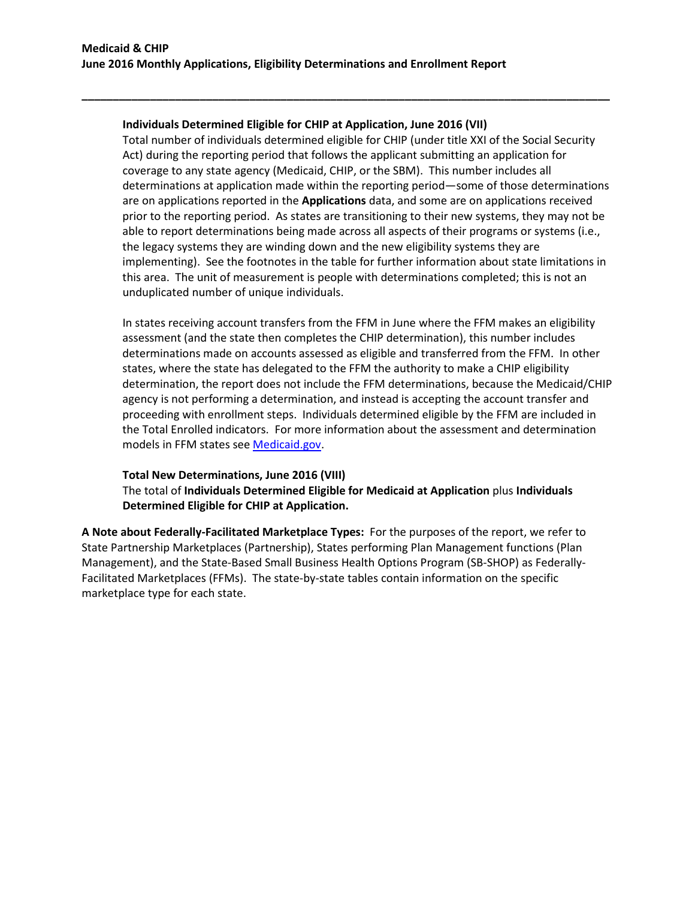**Individuals Determined Eligible for CHIP at Application, June 2016 (VII)**

Total number of individuals determined eligible for CHIP (under title XXI of the Social Security Act) during the reporting period that follows the applicant submitting an application for coverage to any state agency (Medicaid, CHIP, or the SBM). This number includes all determinations at application made within the reporting period—some of those determinations are on applications reported in the **Applications** data, and some are on applications received prior to the reporting period. As states are transitioning to their new systems, they may not be able to report determinations being made across all aspects of their programs or systems (i.e., the legacy systems they are winding down and the new eligibility systems they are implementing). See the footnotes in the table for further information about state limitations in this area. The unit of measurement is people with determinations completed; this is not an unduplicated number of unique individuals.

In states receiving account transfers from the FFM in June where the FFM makes an eligibility assessment (and the state then completes the CHIP determination), this number includes determinations made on accounts assessed as eligible and transferred from the FFM. In other states, where the state has delegated to the FFM the authority to make a CHIP eligibility determination, the report does not include the FFM determinations, because the Medicaid/CHIP agency is not performing a determination, and instead is accepting the account transfer and proceeding with enrollment steps. Individuals determined eligible by the FFM are included in the Total Enrolled indicators. For more information about the assessment and determination models in FFM states see [Medicaid.gov](Medicaid.gov).

**Total New Determinations, June 2016 (VIII)**

The total of **Individuals Determined Eligible for Medicaid at Application** plus **Individuals Determined Eligible for CHIP at Application.**

**A Note about Federally-Facilitated Marketplace Types:** For the purposes of the report, we refer to State Partnership Marketplaces (Partnership), States performing Plan Management functions (Plan Management), and the State-Based Small Business Health Options Program (SB-SHOP) as Federally-Facilitated Marketplaces (FFMs). The state-by-state tables contain information on the specific marketplace type for each state.